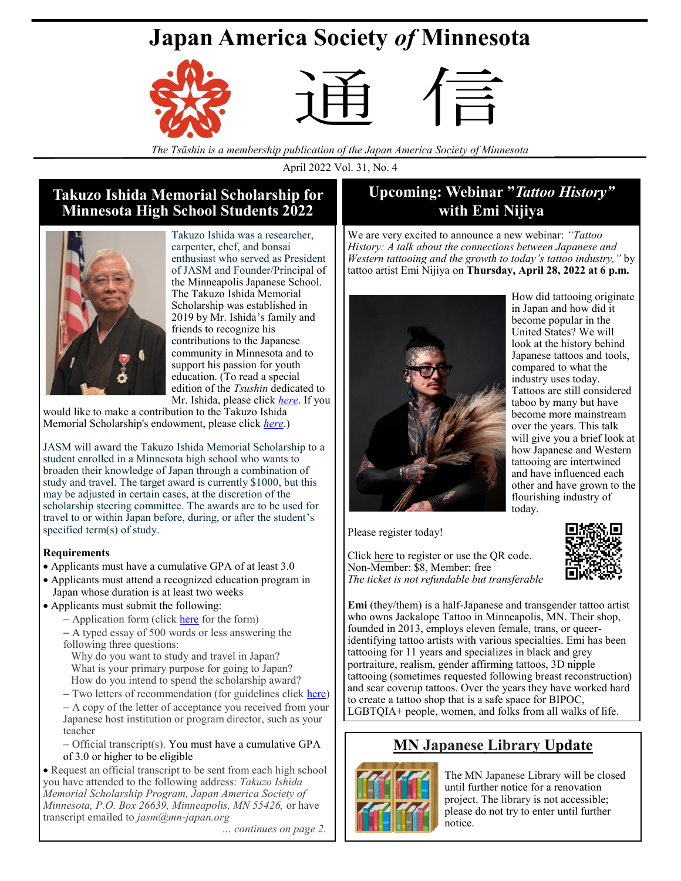# Japan America Society *of* Minnesota

通 信

*The Tsūshin is a membership publication of the Japan America Society of Minnesota*

April 2022 Vol. 31, No. 4

## Takuzo Ishida Memorial Scholarship for Minnesota High School Students 2022

Takuzo Ishida was a researcher, carpenter, chef, and bonsai enthusiast who served as President of JASM and Founder/Principal of the Minneapolis Japanese School. The Takuzo Ishida Memorial Scholarship was established in 2019 by Mr. Ishida's family and friends to recognize his contributions to the Japanese community in Minnesota and to support his passion for youth education. (To read a special edition of the *Tsushin* dedicated to Mr. Ishida, please click *here*. If you would like to make a contribution to the Takuzo Ishida Memorial Scholarship's endowment, please click *here*.)

JASM will award the Takuzo Ishida Memorial Scholarship to a student enrolled in a Minnesota high school who wants to broaden their knowledge of Japan through a combination of study and travel. The target award is currently $1000, but this may be adjusted in certain cases, at the discretion of the scholarship steering committee. The awards are to be used for travel to or within Japan before, during, or after the student's specified term(s) of study.

**Requirements**

- Applicants must have a cumulative GPA of at least 3.0
- Applicants must attend a recognized education program in Japan whose duration is at least two weeks
- Applicants must submit the following:
  - Application form (click here for the form)
  - A typed essay of 500 words or less answering the following three questions:
    - Why do you want to study and travel in Japan?
    - What is your primary purpose for going to Japan?
    - How do you intend to spend the scholarship award?
  - Two letters of recommendation (for guidelines click here)
  - A copy of the letter of acceptance you received from your Japanese host institution or program director, such as your teacher
  - Official transcript(s). You must have a cumulative GPA of 3.0 or higher to be eligible
- Request an official transcript to be sent from each high school you have attended to the following address: *Takuzo Ishida Memorial Scholarship Program, Japan America Society of Minnesota, P.O. Box 26639, Minneapolis, MN 55426,* or have transcript emailed to *jasm@mn-japan.org*

*... continues on page 2.*

## Upcoming: Webinar "*Tattoo History*" with Emi Nijiya

We are very excited to announce a new webinar: *"Tattoo History: A talk about the connections between Japanese and Western tattooing and the growth to today's tattoo industry,"* by tattoo artist Emi Nijiya on **Thursday, April 28, 2022 at 6 p.m.**

How did tattooing originate in Japan and how did it become popular in the United States? We will look at the history behind Japanese tattoos and tools, compared to what the industry uses today. Tattoos are still considered taboo by many but have become more mainstream over the years. This talk will give you a brief look at how Japanese and Western tattooing are intertwined and have influenced each other and have grown to the flourishing industry of today.

Please register today!

Click here to register or use the QR code.
Non-Member: $8, Member: free
*The ticket is not refundable but transferable*

**Emi** (they/them) is a half-Japanese and transgender tattoo artist who owns Jackalope Tattoo in Minneapolis, MN. Their shop, founded in 2013, employs eleven female, trans, or queer-identifying tattoo artists with various specialties. Emi has been tattooing for 11 years and specializes in black and grey portraiture, realism, gender affirming tattoos, 3D nipple tattooing (sometimes requested following breast reconstruction) and scar coverup tattoos. Over the years they have worked hard to create a tattoo shop that is a safe space for BIPOC, LGBTQIA+ people, women, and folks from all walks of life.

## MN Japanese Library Update

The MN Japanese Library will be closed until further notice for a renovation project. The library is not accessible; please do not try to enter until further notice.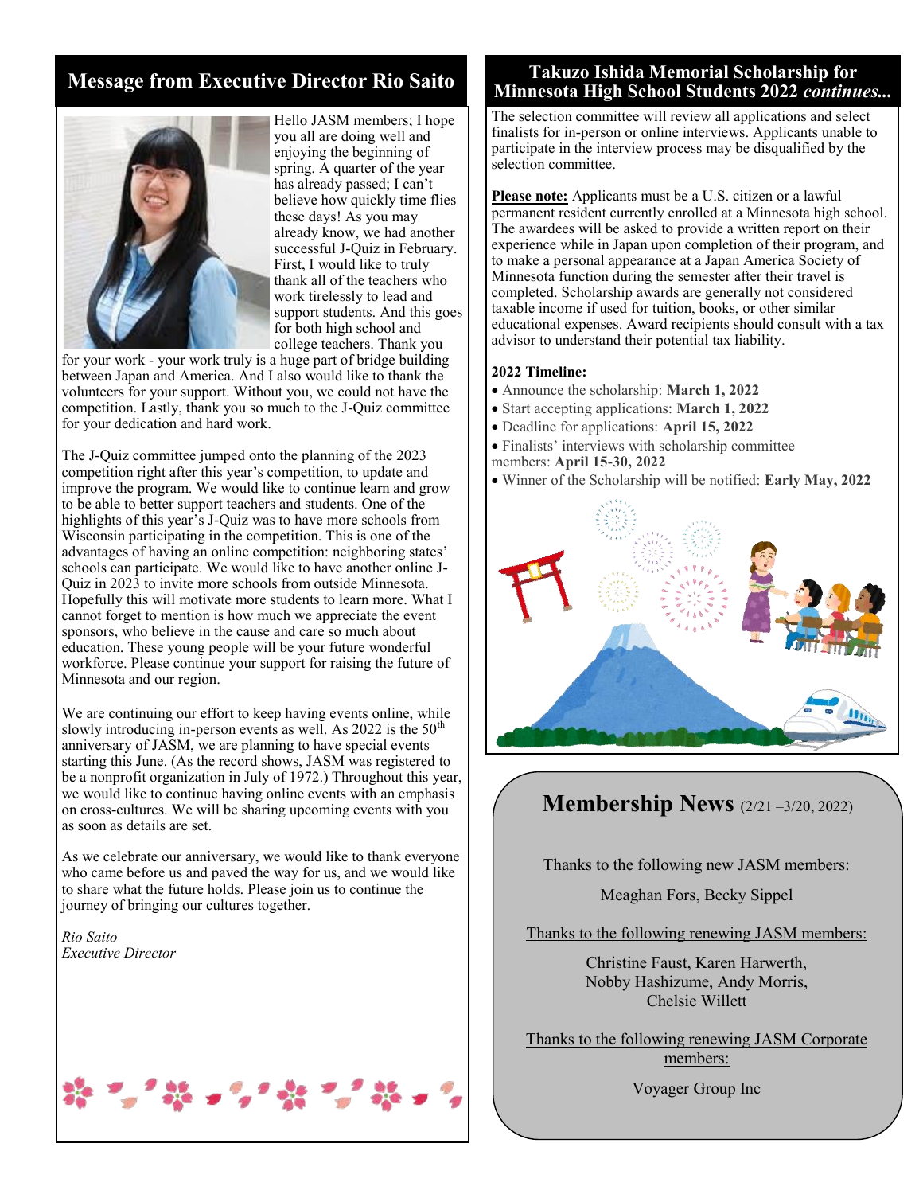## Message from Executive Director Rio Saito

Hello JASM members; I hope you all are doing well and enjoying the beginning of spring. A quarter of the year has already passed; I can't believe how quickly time flies these days! As you may already know, we had another successful J-Quiz in February. First, I would like to truly thank all of the teachers who work tirelessly to lead and support students. And this goes for both high school and college teachers. Thank you for your work - your work truly is a huge part of bridge building between Japan and America. And I also would like to thank the volunteers for your support. Without you, we could not have the competition. Lastly, thank you so much to the J-Quiz committee for your dedication and hard work.

The J-Quiz committee jumped onto the planning of the 2023 competition right after this year's competition, to update and improve the program. We would like to continue learn and grow to be able to better support teachers and students. One of the highlights of this year's J-Quiz was to have more schools from Wisconsin participating in the competition. This is one of the advantages of having an online competition: neighboring states' schools can participate. We would like to have another online J-Quiz in 2023 to invite more schools from outside Minnesota. Hopefully this will motivate more students to learn more. What I cannot forget to mention is how much we appreciate the event sponsors, who believe in the cause and care so much about education. These young people will be your future wonderful workforce. Please continue your support for raising the future of Minnesota and our region.

We are continuing our effort to keep having events online, while slowly introducing in-person events as well. As 2022 is the 50th anniversary of JASM, we are planning to have special events starting this June. (As the record shows, JASM was registered to be a nonprofit organization in July of 1972.) Throughout this year, we would like to continue having online events with an emphasis on cross-cultures. We will be sharing upcoming events with you as soon as details are set.

As we celebrate our anniversary, we would like to thank everyone who came before us and paved the way for us, and we would like to share what the future holds. Please join us to continue the journey of bringing our cultures together.

*Rio Saito*
*Executive Director*

## Takuzo Ishida Memorial Scholarship for Minnesota High School Students 2022 *continues...*

The selection committee will review all applications and select finalists for in-person or online interviews. Applicants unable to participate in the interview process may be disqualified by the selection committee.

**Please note:** Applicants must be a U.S. citizen or a lawful permanent resident currently enrolled at a Minnesota high school. The awardees will be asked to provide a written report on their experience while in Japan upon completion of their program, and to make a personal appearance at a Japan America Society of Minnesota function during the semester after their travel is completed. Scholarship awards are generally not considered taxable income if used for tuition, books, or other similar educational expenses. Award recipients should consult with a tax advisor to understand their potential tax liability.

**2022 Timeline:**

- Announce the scholarship: **March 1, 2022**
- Start accepting applications: **March 1, 2022**
- Deadline for applications: **April 15, 2022**
- Finalists' interviews with scholarship committee members: **April 15-30, 2022**
- Winner of the Scholarship will be notified: **Early May, 2022**

## Membership News (2/21 –3/20, 2022)

Thanks to the following new JASM members:

Meaghan Fors, Becky Sippel

Thanks to the following renewing JASM members:

Christine Faust, Karen Harwerth, Nobby Hashizume, Andy Morris, Chelsie Willett

Thanks to the following renewing JASM Corporate members:

Voyager Group Inc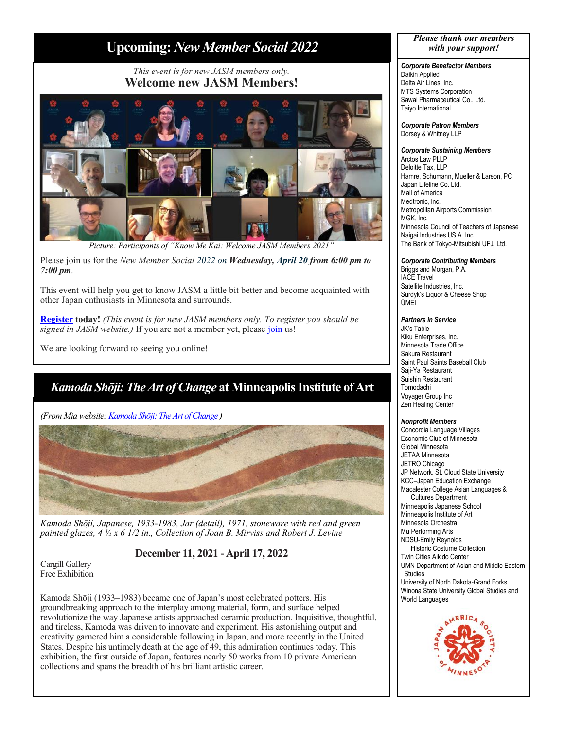## Upcoming: *New Member Social 2022*

*This event is for new JASM members only.*

**Welcome new JASM Members!**

*Picture: Participants of "Know Me Kai: Welcome JASM Members 2021"*

Please join us for the *New Member Social 2022 on* ***Wednesday, April 20 from 6:00 pm to 7:00 pm***.

This event will help you get to know JASM a little bit better and become acquainted with other Japan enthusiasts in Minnesota and surrounds.

**Register today!** *(This event is for new JASM members only. To register you should be signed in JASM website.)* If you are not a member yet, please join us!

We are looking forward to seeing you online!

## *Kamoda Shōji: The Art of Change* at Minneapolis Institute of Art

*(From Mia website: Kamoda Shōji: The Art of Change)*

*Kamoda Shōji, Japanese, 1933-1983, Jar (detail), 1971, stoneware with red and green painted glazes, 4 ½ x 6 1/2 in., Collection of Joan B. Mirviss and Robert J. Levine*

**December 11, 2021 - April 17, 2022**

Cargill Gallery
Free Exhibition

Kamoda Shōji (1933–1983) became one of Japan's most celebrated potters. His groundbreaking approach to the interplay among material, form, and surface helped revolutionize the way Japanese artists approached ceramic production. Inquisitive, thoughtful, and tireless, Kamoda was driven to innovate and experiment. His astonishing output and creativity garnered him a considerable following in Japan, and more recently in the United States. Despite his untimely death at the age of 49, this admiration continues today. This exhibition, the first outside of Japan, features nearly 50 works from 10 private American collections and spans the breadth of his brilliant artistic career.

---

***Please thank our members with your support!***

***Corporate Benefactor Members***
Daikin Applied
Delta Air Lines, Inc.
MTS Systems Corporation
Sawai Pharmaceutical Co., Ltd.
Taiyo International

***Corporate Patron Members***
Dorsey & Whitney LLP

***Corporate Sustaining Members***
Arctos Law PLLP
Deloitte Tax, LLP
Hamre, Schumann, Mueller & Larson, PC
Japan Lifeline Co. Ltd.
Mall of America
Medtronic, Inc.
Metropolitan Airports Commission
MGK, Inc.
Minnesota Council of Teachers of Japanese
Naigai Industries US.A. Inc.
The Bank of Tokyo-Mitsubishi UFJ, Ltd.

***Corporate Contributing Members***
Briggs and Morgan, P.A.
IACE Travel
Satellite Industries, Inc.
Surdyk's Liquor & Cheese Shop
ŪMEI

***Partners in Service***
JK's Table
Kiku Enterprises, Inc.
Minnesota Trade Office
Sakura Restaurant
Saint Paul Saints Baseball Club
Saji-Ya Restaurant
Suishin Restaurant
Tomodachi
Voyager Group Inc
Zen Healing Center

***Nonprofit Members***
Concordia Language Villages
Economic Club of Minnesota
Global Minnesota
JETAA Minnesota
JETRO Chicago
JP Network, St. Cloud State University
KCC–Japan Education Exchange
Macalester College Asian Languages & Cultures Department
Minneapolis Japanese School
Minneapolis Institute of Art
Minnesota Orchestra
Mu Performing Arts
NDSU-Emily Reynolds Historic Costume Collection
Twin Cities Aikido Center
UMN Department of Asian and Middle Eastern Studies
University of North Dakota-Grand Forks
Winona State University Global Studies and World Languages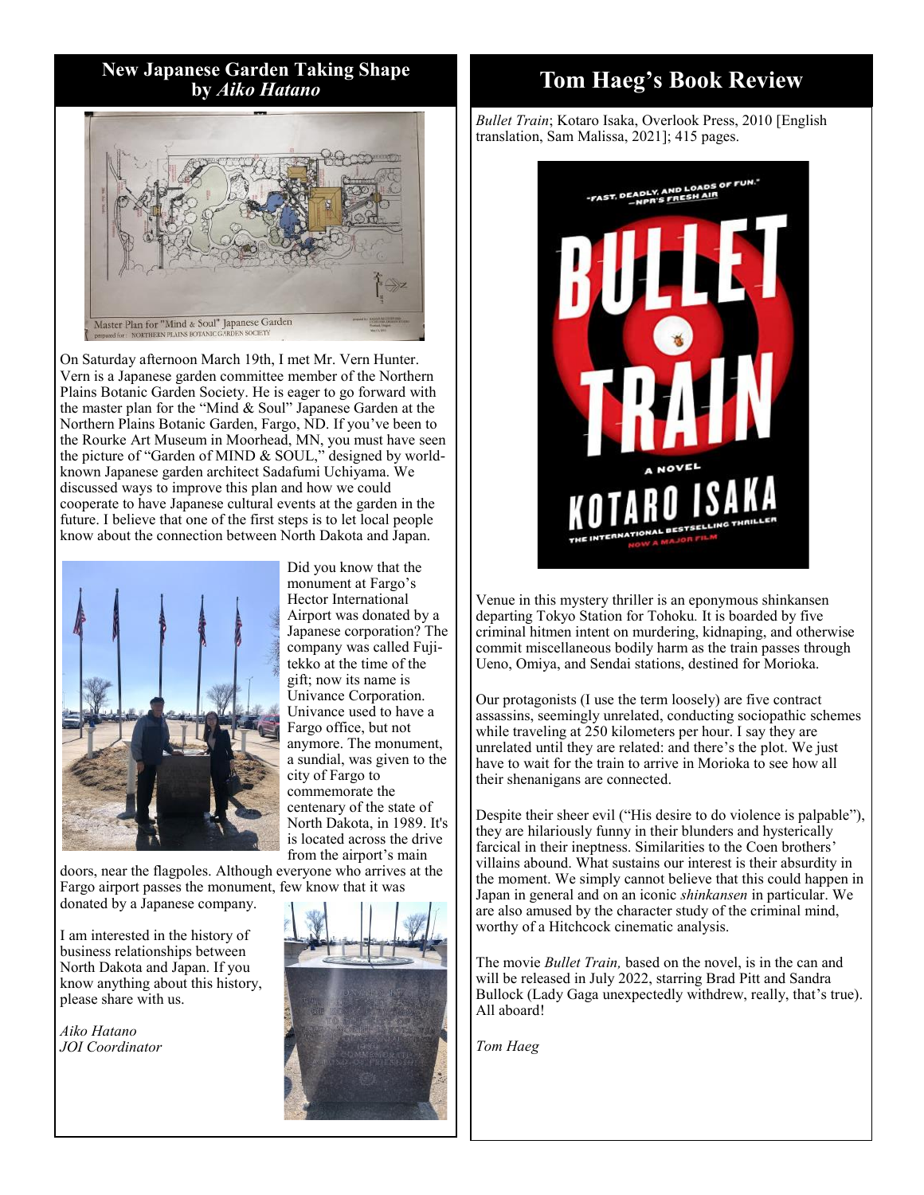## New Japanese Garden Taking Shape by *Aiko Hatano*

Master Plan for "Mind & Soul" Japanese Garden
prepared for: NORTHERN PLAINS BOTANIC GARDEN SOCIETY

On Saturday afternoon March 19th, I met Mr. Vern Hunter. Vern is a Japanese garden committee member of the Northern Plains Botanic Garden Society. He is eager to go forward with the master plan for the "Mind & Soul" Japanese Garden at the Northern Plains Botanic Garden, Fargo, ND. If you've been to the Rourke Art Museum in Moorhead, MN, you must have seen the picture of "Garden of MIND & SOUL," designed by world-known Japanese garden architect Sadafumi Uchiyama. We discussed ways to improve this plan and how we could cooperate to have Japanese cultural events at the garden in the future. I believe that one of the first steps is to let local people know about the connection between North Dakota and Japan.

Did you know that the monument at Fargo's Hector International Airport was donated by a Japanese corporation? The company was called Fuji-tekko at the time of the gift; now its name is Univance Corporation. Univance used to have a Fargo office, but not anymore. The monument, a sundial, was given to the city of Fargo to commemorate the centenary of the state of North Dakota, in 1989. It's is located across the drive from the airport's main doors, near the flagpoles. Although everyone who arrives at the Fargo airport passes the monument, few know that it was donated by a Japanese company.

I am interested in the history of business relationships between North Dakota and Japan. If you know anything about this history, please share with us.

*Aiko Hatano*
*JOI Coordinator*

## Tom Haeg's Book Review

*Bullet Train*; Kotaro Isaka, Overlook Press, 2010 [English translation, Sam Malissa, 2021]; 415 pages.

Venue in this mystery thriller is an eponymous shinkansen departing Tokyo Station for Tohoku. It is boarded by five criminal hitmen intent on murdering, kidnaping, and otherwise commit miscellaneous bodily harm as the train passes through Ueno, Omiya, and Sendai stations, destined for Morioka.

Our protagonists (I use the term loosely) are five contract assassins, seemingly unrelated, conducting sociopathic schemes while traveling at 250 kilometers per hour. I say they are unrelated until they are related: and there's the plot. We just have to wait for the train to arrive in Morioka to see how all their shenanigans are connected.

Despite their sheer evil ("His desire to do violence is palpable"), they are hilariously funny in their blunders and hysterically farcical in their ineptness. Similarities to the Coen brothers' villains abound. What sustains our interest is their absurdity in the moment. We simply cannot believe that this could happen in Japan in general and on an iconic *shinkansen* in particular. We are also amused by the character study of the criminal mind, worthy of a Hitchcock cinematic analysis.

The movie *Bullet Train,* based on the novel, is in the can and will be released in July 2022, starring Brad Pitt and Sandra Bullock (Lady Gaga unexpectedly withdrew, really, that's true). All aboard!

*Tom Haeg*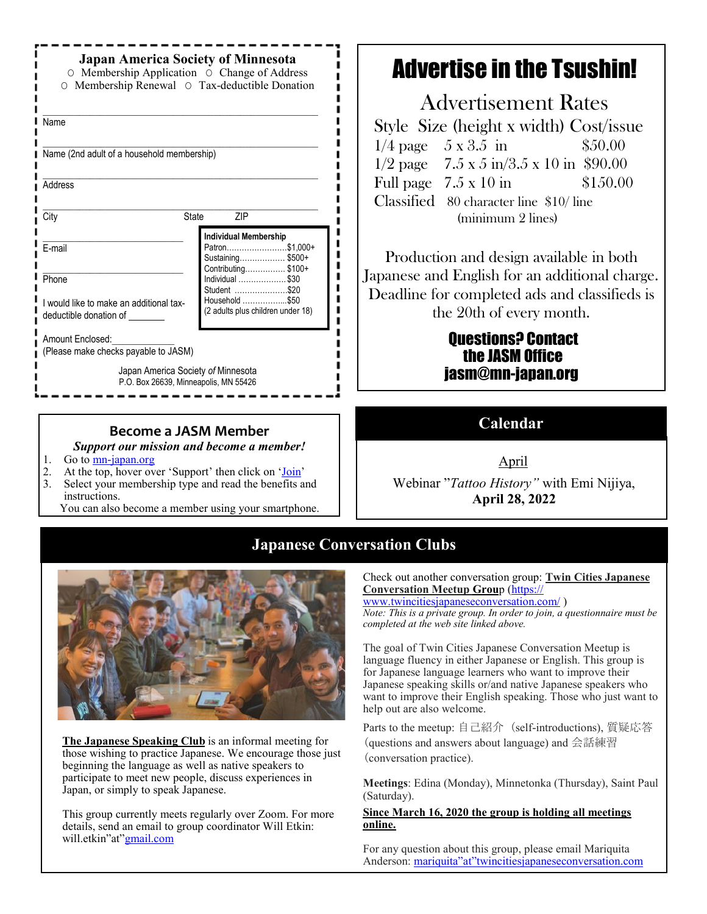## Japan America Society of Minnesota

○ Membership Application ○ Change of Address
○ Membership Renewal ○ Tax-deductible Donation

Name

Name (2nd adult of a household membership)

Address

City State ZIP

E-mail

Phone

I would like to make an additional tax-deductible donation of _______

Amount Enclosed:____________
(Please make checks payable to JASM)

**Individual Membership**

| Membership | Amount |
|---|---|
| Patron | $1,000+ |
| Sustaining | $500+ |
| Contributing | $100+ |
| Individual | $30 |
| Student | $20 |
| Household (2 adults plus children under 18) | $50 |

Japan America Society *of* Minnesota
P.O. Box 26639, Minneapolis, MN 55426

## Become a JASM Member

***Support our mission and become a member!***

1. Go to mn-japan.org
2. At the top, hover over 'Support' then click on 'Join'
3. Select your membership type and read the benefits and instructions.

You can also become a member using your smartphone.

# Advertise in the Tsushin!

## Advertisement Rates

| Style | Size (height x width) | Cost/issue |
|---|---|---|
| 1/4 page | 5 x 3.5 in | $50.00 |
| 1/2 page | 7.5 x 5 in/3.5 x 10 in | $90.00 |
| Full page | 7.5 x 10 in | $150.00 |
| Classified | 80 character line | $10/ line (minimum 2 lines) |

Production and design available in both Japanese and English for an additional charge. Deadline for completed ads and classifieds is the 20th of every month.

**Questions? Contact the JASM Office jasm@mn-japan.org**

## Calendar

April

Webinar "*Tattoo History"* with Emi Nijiya, **April 28, 2022**

## Japanese Conversation Clubs

**The Japanese Speaking Club** is an informal meeting for those wishing to practice Japanese. We encourage those just beginning the language as well as native speakers to participate to meet new people, discuss experiences in Japan, or simply to speak Japanese.

This group currently meets regularly over Zoom. For more details, send an email to group coordinator Will Etkin: will.etkin"at"gmail.com

Check out another conversation group: **Twin Cities Japanese Conversation Meetup Group** (https://www.twincitiesjapaneseconversation.com/ )
*Note: This is a private group. In order to join, a questionnaire must be completed at the web site linked above.*

The goal of Twin Cities Japanese Conversation Meetup is language fluency in either Japanese or English. This group is for Japanese language learners who want to improve their Japanese speaking skills or/and native Japanese speakers who want to improve their English speaking. Those who just want to help out are also welcome.

Parts to the meetup: 自己紹介（self-introductions), 質疑応答（questions and answers about language) and 会話練習（conversation practice).

**Meetings**: Edina (Monday), Minnetonka (Thursday), Saint Paul (Saturday).

**Since March 16, 2020 the group is holding all meetings online.**

For any question about this group, please email Mariquita Anderson: mariquita"at"twincitiesjapaneseconversation.com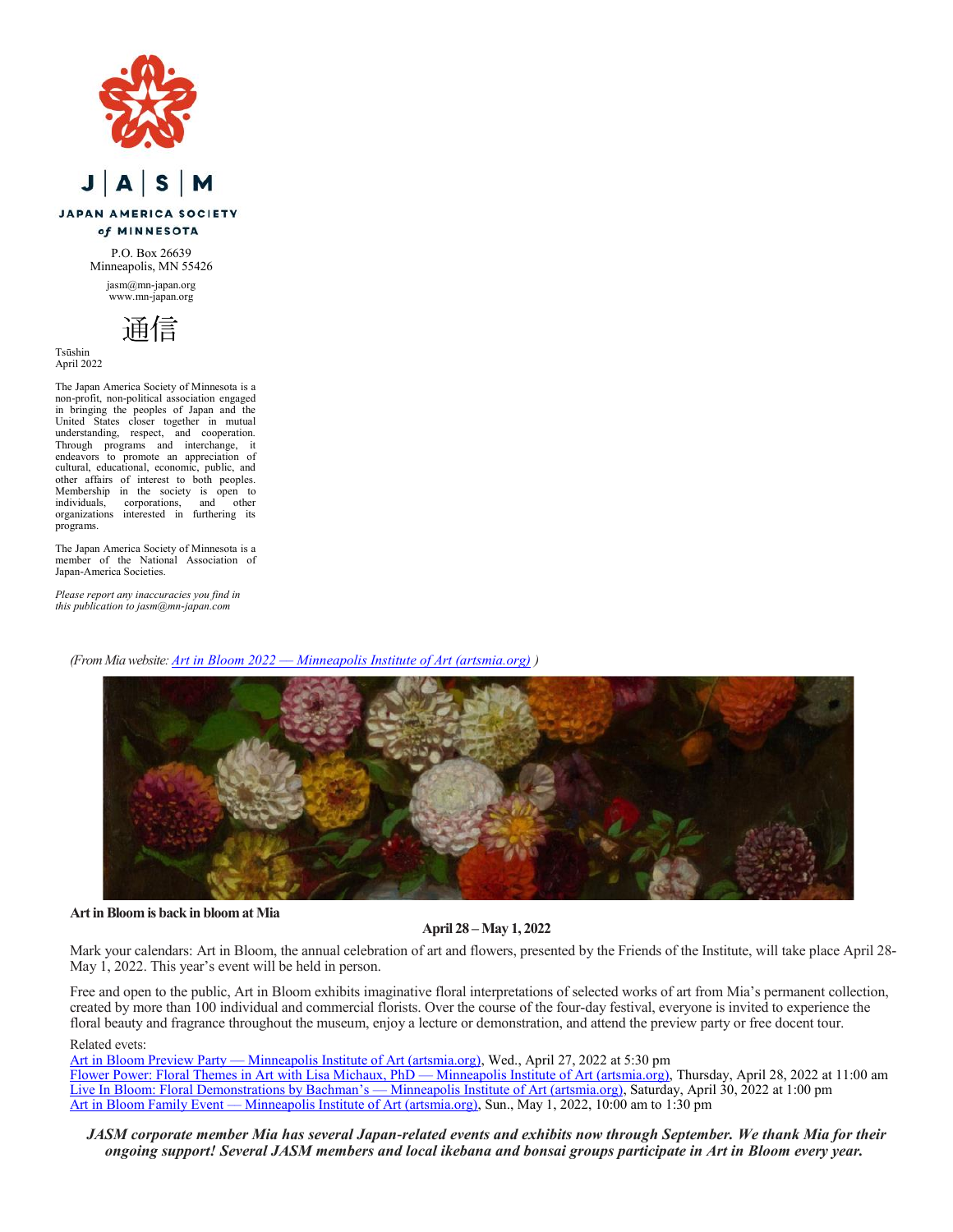J | A | S | M

JAPAN AMERICA SOCIETY of MINNESOTA

P.O. Box 26639
Minneapolis, MN 55426

jasm@mn-japan.org
www.mn-japan.org

通信

Tsūshin
April 2022

The Japan America Society of Minnesota is a non-profit, non-political association engaged in bringing the peoples of Japan and the United States closer together in mutual understanding, respect, and cooperation. Through programs and interchange, it endeavors to promote an appreciation of cultural, educational, economic, public, and other affairs of interest to both peoples. Membership in the society is open to individuals, corporations, and other organizations interested in furthering its programs.

The Japan America Society of Minnesota is a member of the National Association of Japan-America Societies.

*Please report any inaccuracies you find in this publication to jasm@mn-japan.com*

*(From Mia website: Art in Bloom 2022 — Minneapolis Institute of Art (artsmia.org) )*

**Art in Bloom is back in bloom at Mia**

**April 28 – May 1, 2022**

Mark your calendars: Art in Bloom, the annual celebration of art and flowers, presented by the Friends of the Institute, will take place April 28-May 1, 2022. This year's event will be held in person.

Free and open to the public, Art in Bloom exhibits imaginative floral interpretations of selected works of art from Mia's permanent collection, created by more than 100 individual and commercial florists. Over the course of the four-day festival, everyone is invited to experience the floral beauty and fragrance throughout the museum, enjoy a lecture or demonstration, and attend the preview party or free docent tour.

Related evets:
Art in Bloom Preview Party — Minneapolis Institute of Art (artsmia.org), Wed., April 27, 2022 at 5:30 pm
Flower Power: Floral Themes in Art with Lisa Michaux, PhD — Minneapolis Institute of Art (artsmia.org), Thursday, April 28, 2022 at 11:00 am
Live In Bloom: Floral Demonstrations by Bachman's — Minneapolis Institute of Art (artsmia.org), Saturday, April 30, 2022 at 1:00 pm
Art in Bloom Family Event — Minneapolis Institute of Art (artsmia.org), Sun., May 1, 2022, 10:00 am to 1:30 pm

***JASM corporate member Mia has several Japan-related events and exhibits now through September. We thank Mia for their ongoing support! Several JASM members and local ikebana and bonsai groups participate in Art in Bloom every year.***